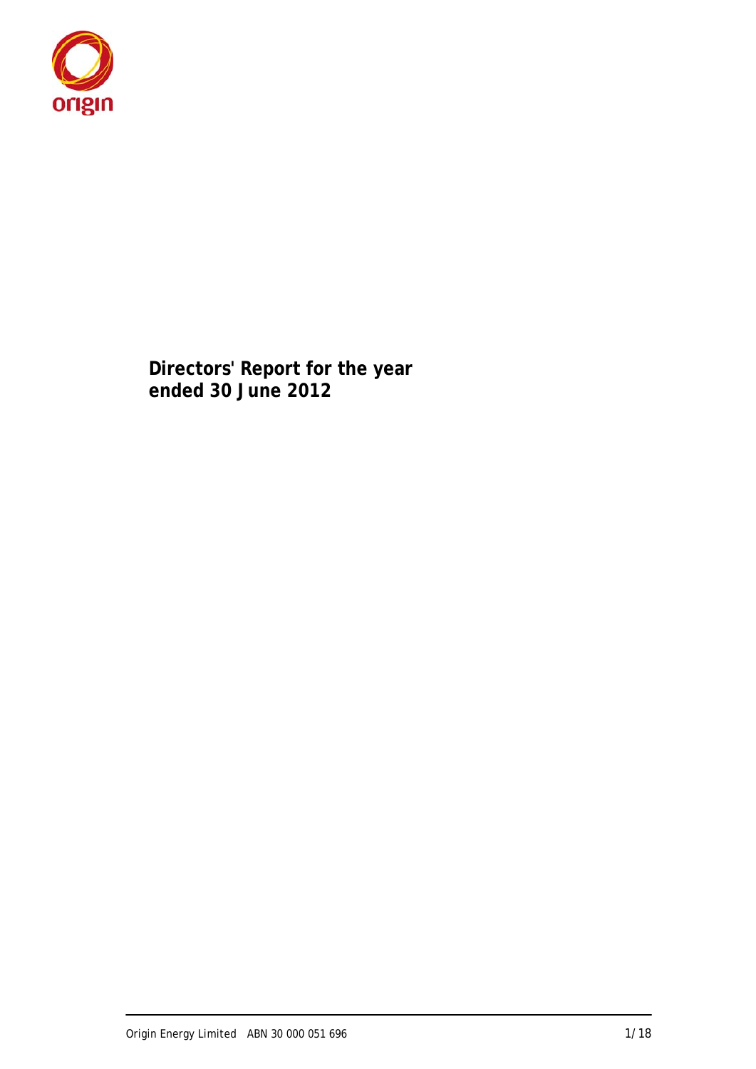# Directors' Report for the year ended 30 June 2012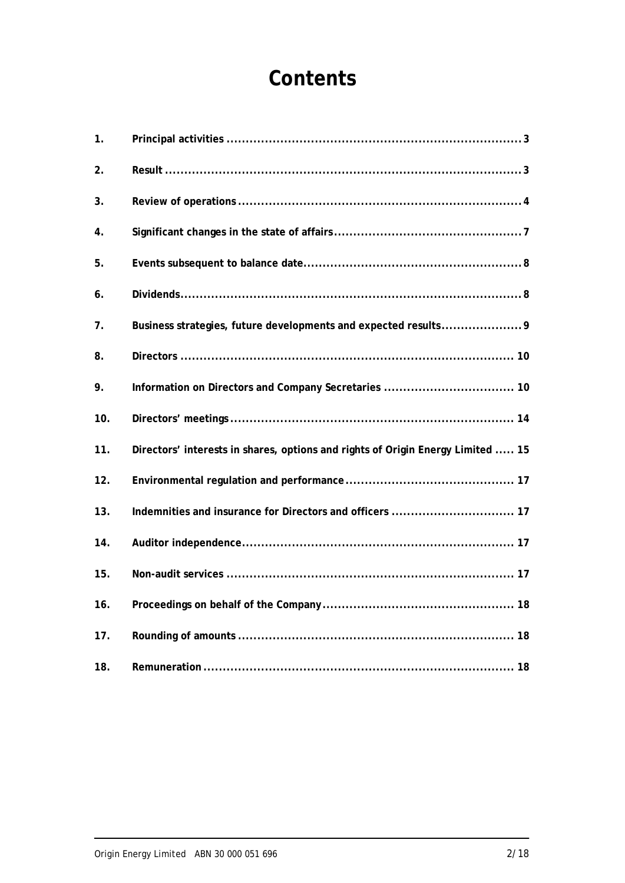# Contents

| | | |
|---|---|---|
| 1. | Principal activities | 3 |
| 2. | Result | 3 |
| 3. | Review of operations | 4 |
| 4. | Significant changes in the state of affairs | 7 |
| 5. | Events subsequent to balance date | 8 |
| 6. | Dividends | 8 |
| 7. | Business strategies, future developments and expected results | 9 |
| 8. | Directors | 10 |
| 9. | Information on Directors and Company Secretaries | 10 |
| 10. | Directors' meetings | 14 |
| 11. | Directors' interests in shares, options and rights of Origin Energy Limited | 15 |
| 12. | Environmental regulation and performance | 17 |
| 13. | Indemnities and insurance for Directors and officers | 17 |
| 14. | Auditor independence | 17 |
| 15. | Non-audit services | 17 |
| 16. | Proceedings on behalf of the Company | 18 |
| 17. | Rounding of amounts | 18 |
| 18. | Remuneration | 18 |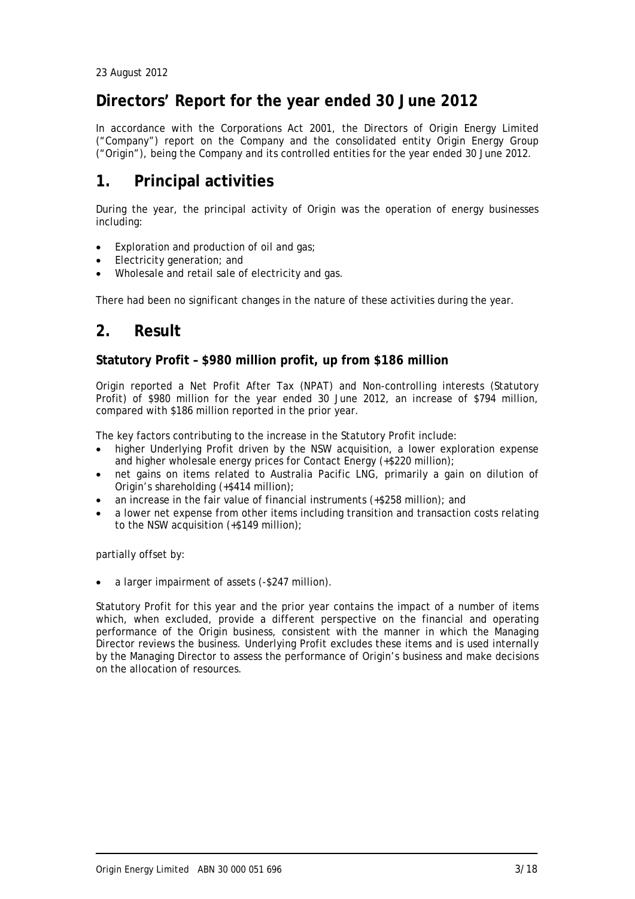23 August 2012

# Directors' Report for the year ended 30 June 2012

In accordance with the Corporations Act 2001, the Directors of Origin Energy Limited ("Company") report on the Company and the consolidated entity Origin Energy Group ("Origin"), being the Company and its controlled entities for the year ended 30 June 2012.

## 1. Principal activities

During the year, the principal activity of Origin was the operation of energy businesses including:

- Exploration and production of oil and gas;
- Electricity generation; and
- Wholesale and retail sale of electricity and gas.

There had been no significant changes in the nature of these activities during the year.

## 2. Result

### Statutory Profit – $980 million profit, up from $186 million

Origin reported a Net Profit After Tax (NPAT) and Non-controlling interests (Statutory Profit) of $980 million for the year ended 30 June 2012, an increase of $794 million, compared with $186 million reported in the prior year.

The key factors contributing to the increase in the Statutory Profit include:

- higher Underlying Profit driven by the NSW acquisition, a lower exploration expense and higher wholesale energy prices for Contact Energy (+$220 million);
- net gains on items related to Australia Pacific LNG, primarily a gain on dilution of Origin's shareholding (+$414 million);
- an increase in the fair value of financial instruments (+$258 million); and
- a lower net expense from other items including transition and transaction costs relating to the NSW acquisition (+$149 million);

partially offset by:

- a larger impairment of assets (-$247 million).

Statutory Profit for this year and the prior year contains the impact of a number of items which, when excluded, provide a different perspective on the financial and operating performance of the Origin business, consistent with the manner in which the Managing Director reviews the business. Underlying Profit excludes these items and is used internally by the Managing Director to assess the performance of Origin's business and make decisions on the allocation of resources.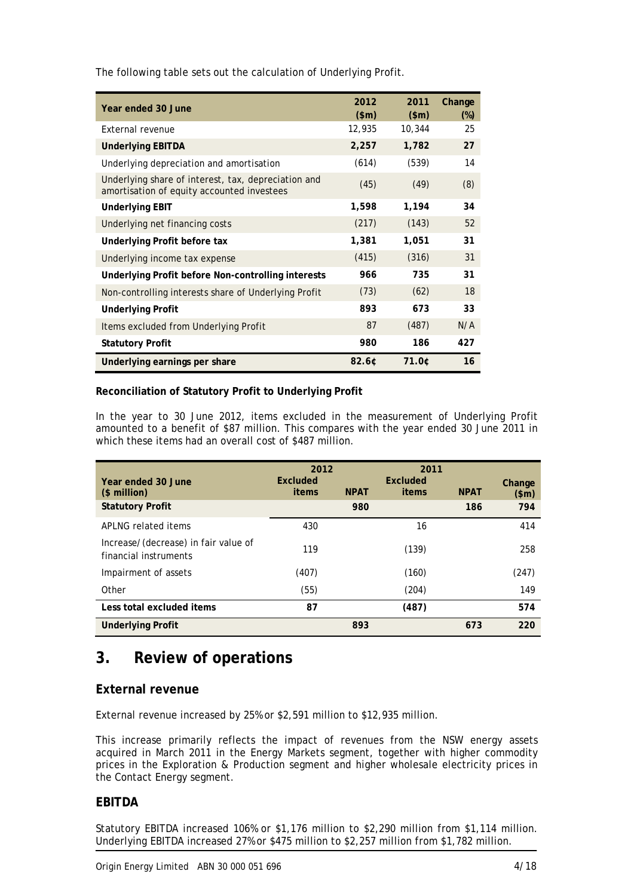The following table sets out the calculation of Underlying Profit.

| Year ended 30 June | 2012 ($m) | 2011 ($m) | Change (%) |
|---|---|---|---|
| External revenue | 12,935 | 10,344 | 25 |
| **Underlying EBITDA** | **2,257** | **1,782** | **27** |
| Underlying depreciation and amortisation | (614) | (539) | 14 |
| Underlying share of interest, tax, depreciation and amortisation of equity accounted investees | (45) | (49) | (8) |
| **Underlying EBIT** | **1,598** | **1,194** | **34** |
| Underlying net financing costs | (217) | (143) | 52 |
| **Underlying Profit before tax** | **1,381** | **1,051** | **31** |
| Underlying income tax expense | (415) | (316) | 31 |
| **Underlying Profit before Non-controlling interests** | **966** | **735** | **31** |
| Non-controlling interests share of Underlying Profit | (73) | (62) | 18 |
| **Underlying Profit** | **893** | **673** | **33** |
| Items excluded from Underlying Profit | 87 | (487) | N/A |
| **Statutory Profit** | **980** | **186** | **427** |
| **Underlying earnings per share** | **82.6¢** | **71.0¢** | **16** |

**Reconciliation of Statutory Profit to Underlying Profit**

In the year to 30 June 2012, items excluded in the measurement of Underlying Profit amounted to a benefit of $87 million. This compares with the year ended 30 June 2011 in which these items had an overall cost of $487 million.

| Year ended 30 June ($ million) | 2012 Excluded items | 2012 NPAT | 2011 Excluded items | 2011 NPAT | Change ($m) |
|---|---|---|---|---|---|
| **Statutory Profit** | | **980** | | **186** | **794** |
| APLNG related items | 430 | | 16 | | 414 |
| Increase/(decrease) in fair value of financial instruments | 119 | | (139) | | 258 |
| Impairment of assets | (407) | | (160) | | (247) |
| Other | (55) | | (204) | | 149 |
| **Less total excluded items** | **87** | | **(487)** | | **574** |
| **Underlying Profit** | | **893** | | **673** | **220** |

# 3. Review of operations

## External revenue

External revenue increased by 25% or $2,591 million to $12,935 million.

This increase primarily reflects the impact of revenues from the NSW energy assets acquired in March 2011 in the Energy Markets segment, together with higher commodity prices in the Exploration & Production segment and higher wholesale electricity prices in the Contact Energy segment.

## EBITDA

Statutory EBITDA increased 106% or $1,176 million to $2,290 million from $1,114 million. Underlying EBITDA increased 27% or $475 million to $2,257 million from $1,782 million.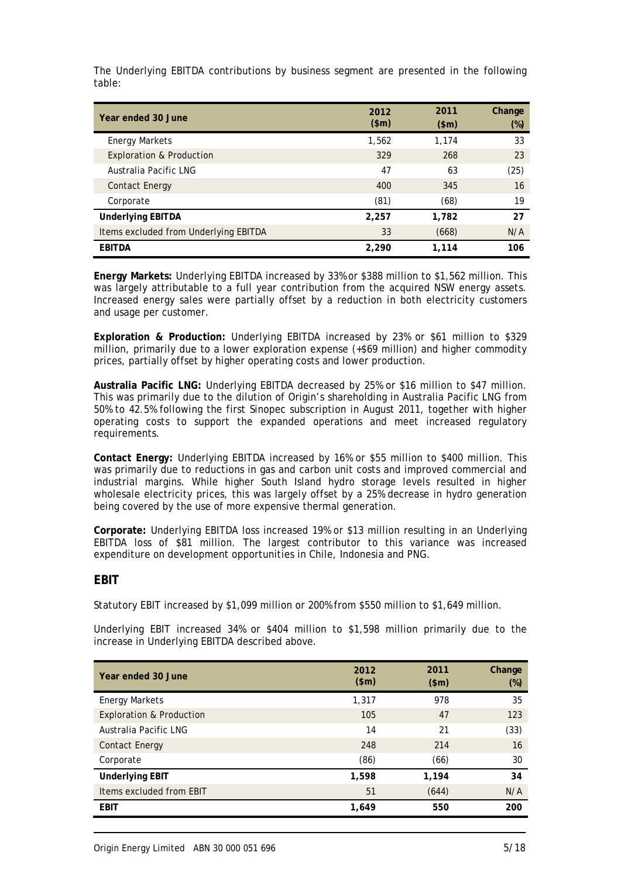The Underlying EBITDA contributions by business segment are presented in the following table:

| Year ended 30 June | 2012 ($m) | 2011 ($m) | Change (%) |
|---|---|---|---|
| Energy Markets | 1,562 | 1,174 | 33 |
| Exploration & Production | 329 | 268 | 23 |
| Australia Pacific LNG | 47 | 63 | (25) |
| Contact Energy | 400 | 345 | 16 |
| Corporate | (81) | (68) | 19 |
| **Underlying EBITDA** | **2,257** | **1,782** | **27** |
| Items excluded from Underlying EBITDA | 33 | (668) | N/A |
| **EBITDA** | **2,290** | **1,114** | **106** |

**Energy Markets:** Underlying EBITDA increased by 33% or $388 million to $1,562 million. This was largely attributable to a full year contribution from the acquired NSW energy assets. Increased energy sales were partially offset by a reduction in both electricity customers and usage per customer.

**Exploration & Production:** Underlying EBITDA increased by 23% or $61 million to $329 million, primarily due to a lower exploration expense (+$69 million) and higher commodity prices, partially offset by higher operating costs and lower production.

**Australia Pacific LNG:** Underlying EBITDA decreased by 25% or $16 million to $47 million. This was primarily due to the dilution of Origin's shareholding in Australia Pacific LNG from 50% to 42.5% following the first Sinopec subscription in August 2011, together with higher operating costs to support the expanded operations and meet increased regulatory requirements.

**Contact Energy:** Underlying EBITDA increased by 16% or $55 million to $400 million. This was primarily due to reductions in gas and carbon unit costs and improved commercial and industrial margins. While higher South Island hydro storage levels resulted in higher wholesale electricity prices, this was largely offset by a 25% decrease in hydro generation being covered by the use of more expensive thermal generation.

**Corporate:** Underlying EBITDA loss increased 19% or $13 million resulting in an Underlying EBITDA loss of $81 million. The largest contributor to this variance was increased expenditure on development opportunities in Chile, Indonesia and PNG.

## EBIT

Statutory EBIT increased by $1,099 million or 200% from $550 million to $1,649 million.

Underlying EBIT increased 34% or $404 million to $1,598 million primarily due to the increase in Underlying EBITDA described above.

| Year ended 30 June | 2012 ($m) | 2011 ($m) | Change (%) |
|---|---|---|---|
| Energy Markets | 1,317 | 978 | 35 |
| Exploration & Production | 105 | 47 | 123 |
| Australia Pacific LNG | 14 | 21 | (33) |
| Contact Energy | 248 | 214 | 16 |
| Corporate | (86) | (66) | 30 |
| **Underlying EBIT** | **1,598** | **1,194** | **34** |
| Items excluded from EBIT | 51 | (644) | N/A |
| **EBIT** | **1,649** | **550** | **200** |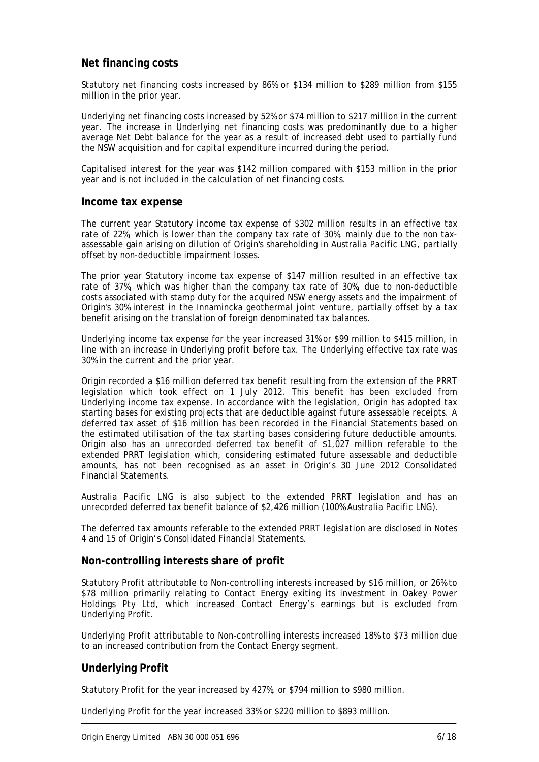## Net financing costs

Statutory net financing costs increased by 86% or $134 million to $289 million from $155 million in the prior year.

Underlying net financing costs increased by 52% or $74 million to $217 million in the current year. The increase in Underlying net financing costs was predominantly due to a higher average Net Debt balance for the year as a result of increased debt used to partially fund the NSW acquisition and for capital expenditure incurred during the period.

Capitalised interest for the year was $142 million compared with $153 million in the prior year and is not included in the calculation of net financing costs.

## Income tax expense

The current year Statutory income tax expense of $302 million results in an effective tax rate of 22%, which is lower than the company tax rate of 30%, mainly due to the non tax-assessable gain arising on dilution of Origin's shareholding in Australia Pacific LNG, partially offset by non-deductible impairment losses.

The prior year Statutory income tax expense of $147 million resulted in an effective tax rate of 37%, which was higher than the company tax rate of 30%, due to non-deductible costs associated with stamp duty for the acquired NSW energy assets and the impairment of Origin's 30% interest in the Innamincka geothermal joint venture, partially offset by a tax benefit arising on the translation of foreign denominated tax balances.

Underlying income tax expense for the year increased 31% or $99 million to $415 million, in line with an increase in Underlying profit before tax. The Underlying effective tax rate was 30% in the current and the prior year.

Origin recorded a $16 million deferred tax benefit resulting from the extension of the PRRT legislation which took effect on 1 July 2012. This benefit has been excluded from Underlying income tax expense. In accordance with the legislation, Origin has adopted tax starting bases for existing projects that are deductible against future assessable receipts. A deferred tax asset of $16 million has been recorded in the Financial Statements based on the estimated utilisation of the tax starting bases considering future deductible amounts. Origin also has an unrecorded deferred tax benefit of $1,027 million referable to the extended PRRT legislation which, considering estimated future assessable and deductible amounts, has not been recognised as an asset in Origin's 30 June 2012 Consolidated Financial Statements.

Australia Pacific LNG is also subject to the extended PRRT legislation and has an unrecorded deferred tax benefit balance of $2,426 million (100% Australia Pacific LNG).

The deferred tax amounts referable to the extended PRRT legislation are disclosed in Notes 4 and 15 of Origin's Consolidated Financial Statements.

## Non-controlling interests share of profit

Statutory Profit attributable to Non-controlling interests increased by $16 million, or 26% to $78 million primarily relating to Contact Energy exiting its investment in Oakey Power Holdings Pty Ltd, which increased Contact Energy's earnings but is excluded from Underlying Profit.

Underlying Profit attributable to Non-controlling interests increased 18% to $73 million due to an increased contribution from the Contact Energy segment.

## Underlying Profit

Statutory Profit for the year increased by 427%, or $794 million to $980 million.

Underlying Profit for the year increased 33% or $220 million to $893 million.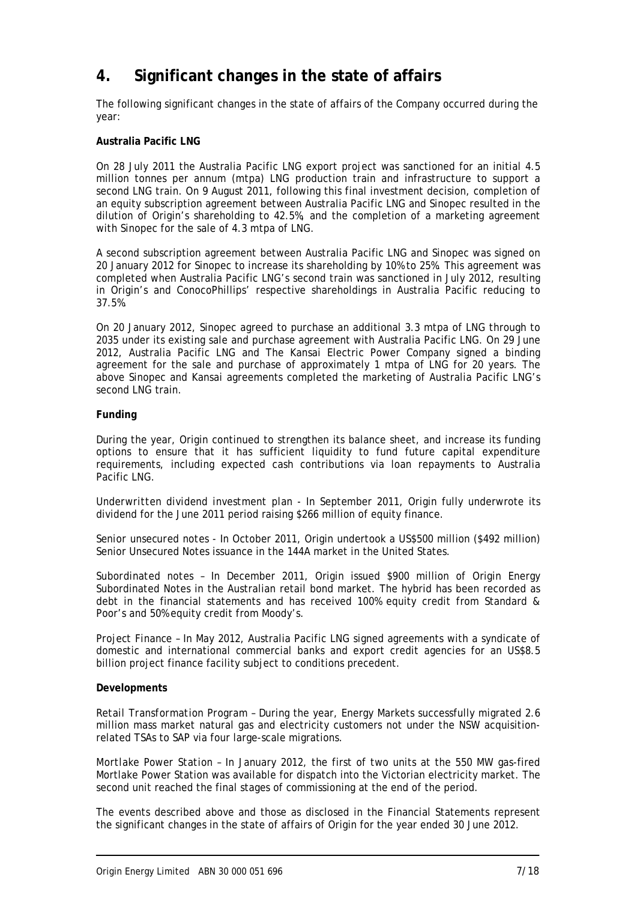# 4. Significant changes in the state of affairs

The following significant changes in the state of affairs of the Company occurred during the year:

**Australia Pacific LNG**

On 28 July 2011 the Australia Pacific LNG export project was sanctioned for an initial 4.5 million tonnes per annum (mtpa) LNG production train and infrastructure to support a second LNG train. On 9 August 2011, following this final investment decision, completion of an equity subscription agreement between Australia Pacific LNG and Sinopec resulted in the dilution of Origin's shareholding to 42.5%, and the completion of a marketing agreement with Sinopec for the sale of 4.3 mtpa of LNG.

A second subscription agreement between Australia Pacific LNG and Sinopec was signed on 20 January 2012 for Sinopec to increase its shareholding by 10% to 25%. This agreement was completed when Australia Pacific LNG's second train was sanctioned in July 2012, resulting in Origin's and ConocoPhillips' respective shareholdings in Australia Pacific reducing to 37.5%.

On 20 January 2012, Sinopec agreed to purchase an additional 3.3 mtpa of LNG through to 2035 under its existing sale and purchase agreement with Australia Pacific LNG. On 29 June 2012, Australia Pacific LNG and The Kansai Electric Power Company signed a binding agreement for the sale and purchase of approximately 1 mtpa of LNG for 20 years. The above Sinopec and Kansai agreements completed the marketing of Australia Pacific LNG's second LNG train.

**Funding**

During the year, Origin continued to strengthen its balance sheet, and increase its funding options to ensure that it has sufficient liquidity to fund future capital expenditure requirements, including expected cash contributions via loan repayments to Australia Pacific LNG.

*Underwritten dividend investment plan* - In September 2011, Origin fully underwrote its dividend for the June 2011 period raising $266 million of equity finance.

*Senior unsecured notes* - In October 2011, Origin undertook a US$500 million ($492 million) Senior Unsecured Notes issuance in the 144A market in the United States.

*Subordinated notes* – In December 2011, Origin issued $900 million of Origin Energy Subordinated Notes in the Australian retail bond market. The hybrid has been recorded as debt in the financial statements and has received 100% equity credit from Standard & Poor's and 50% equity credit from Moody's.

*Project Finance* – In May 2012, Australia Pacific LNG signed agreements with a syndicate of domestic and international commercial banks and export credit agencies for an US$8.5 billion project finance facility subject to conditions precedent.

**Developments**

*Retail Transformation Program* – During the year, Energy Markets successfully migrated 2.6 million mass market natural gas and electricity customers not under the NSW acquisition-related TSAs to SAP via four large-scale migrations.

*Mortlake Power Station* – In January 2012, the first of two units at the 550 MW gas-fired Mortlake Power Station was available for dispatch into the Victorian electricity market. The second unit reached the final stages of commissioning at the end of the period.

The events described above and those as disclosed in the Financial Statements represent the significant changes in the state of affairs of Origin for the year ended 30 June 2012.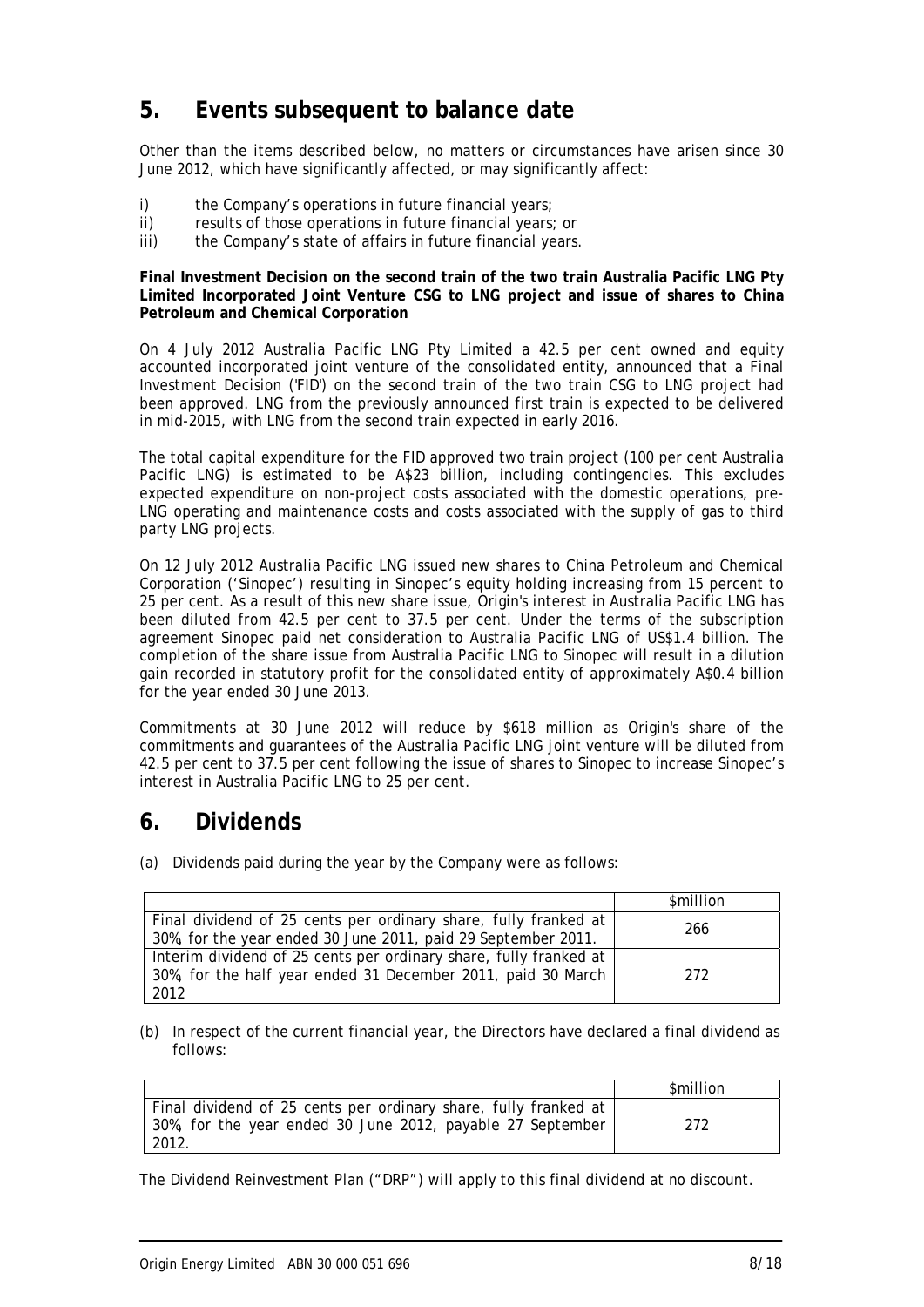## 5. Events subsequent to balance date

Other than the items described below, no matters or circumstances have arisen since 30 June 2012, which have significantly affected, or may significantly affect:

i) the Company's operations in future financial years;
ii) results of those operations in future financial years; or
iii) the Company's state of affairs in future financial years.

**Final Investment Decision on the second train of the two train Australia Pacific LNG Pty Limited Incorporated Joint Venture CSG to LNG project and issue of shares to China Petroleum and Chemical Corporation**

On 4 July 2012 Australia Pacific LNG Pty Limited a 42.5 per cent owned and equity accounted incorporated joint venture of the consolidated entity, announced that a Final Investment Decision ('FID') on the second train of the two train CSG to LNG project had been approved. LNG from the previously announced first train is expected to be delivered in mid-2015, with LNG from the second train expected in early 2016.

The total capital expenditure for the FID approved two train project (100 per cent Australia Pacific LNG) is estimated to be A$23 billion, including contingencies. This excludes expected expenditure on non-project costs associated with the domestic operations, pre-LNG operating and maintenance costs and costs associated with the supply of gas to third party LNG projects.

On 12 July 2012 Australia Pacific LNG issued new shares to China Petroleum and Chemical Corporation ('Sinopec') resulting in Sinopec's equity holding increasing from 15 percent to 25 per cent. As a result of this new share issue, Origin's interest in Australia Pacific LNG has been diluted from 42.5 per cent to 37.5 per cent. Under the terms of the subscription agreement Sinopec paid net consideration to Australia Pacific LNG of US$1.4 billion. The completion of the share issue from Australia Pacific LNG to Sinopec will result in a dilution gain recorded in statutory profit for the consolidated entity of approximately A$0.4 billion for the year ended 30 June 2013.

Commitments at 30 June 2012 will reduce by $618 million as Origin's share of the commitments and guarantees of the Australia Pacific LNG joint venture will be diluted from 42.5 per cent to 37.5 per cent following the issue of shares to Sinopec to increase Sinopec's interest in Australia Pacific LNG to 25 per cent.

## 6. Dividends

(a) Dividends paid during the year by the Company were as follows:

| | $million |
|---|---|
| Final dividend of 25 cents per ordinary share, fully franked at 30%, for the year ended 30 June 2011, paid 29 September 2011. | 266 |
| Interim dividend of 25 cents per ordinary share, fully franked at 30%, for the half year ended 31 December 2011, paid 30 March 2012 | 272 |

(b) In respect of the current financial year, the Directors have declared a final dividend as follows:

| | $million |
|---|---|
| Final dividend of 25 cents per ordinary share, fully franked at 30%, for the year ended 30 June 2012, payable 27 September 2012. | 272 |

The Dividend Reinvestment Plan ("DRP") will apply to this final dividend at no discount.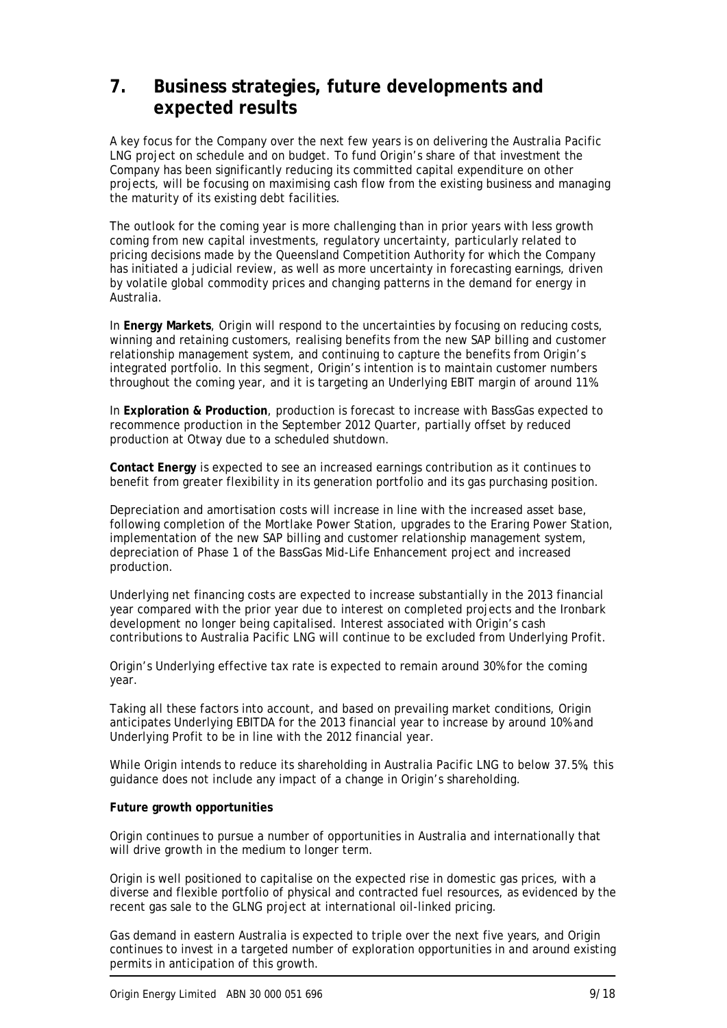# 7. Business strategies, future developments and expected results

A key focus for the Company over the next few years is on delivering the Australia Pacific LNG project on schedule and on budget. To fund Origin's share of that investment the Company has been significantly reducing its committed capital expenditure on other projects, will be focusing on maximising cash flow from the existing business and managing the maturity of its existing debt facilities.

The outlook for the coming year is more challenging than in prior years with less growth coming from new capital investments, regulatory uncertainty, particularly related to pricing decisions made by the Queensland Competition Authority for which the Company has initiated a judicial review, as well as more uncertainty in forecasting earnings, driven by volatile global commodity prices and changing patterns in the demand for energy in Australia.

In **Energy Markets**, Origin will respond to the uncertainties by focusing on reducing costs, winning and retaining customers, realising benefits from the new SAP billing and customer relationship management system, and continuing to capture the benefits from Origin's integrated portfolio. In this segment, Origin's intention is to maintain customer numbers throughout the coming year, and it is targeting an Underlying EBIT margin of around 11%.

In **Exploration & Production**, production is forecast to increase with BassGas expected to recommence production in the September 2012 Quarter, partially offset by reduced production at Otway due to a scheduled shutdown.

**Contact Energy** is expected to see an increased earnings contribution as it continues to benefit from greater flexibility in its generation portfolio and its gas purchasing position.

Depreciation and amortisation costs will increase in line with the increased asset base, following completion of the Mortlake Power Station, upgrades to the Eraring Power Station, implementation of the new SAP billing and customer relationship management system, depreciation of Phase 1 of the BassGas Mid-Life Enhancement project and increased production.

Underlying net financing costs are expected to increase substantially in the 2013 financial year compared with the prior year due to interest on completed projects and the Ironbark development no longer being capitalised. Interest associated with Origin's cash contributions to Australia Pacific LNG will continue to be excluded from Underlying Profit.

Origin's Underlying effective tax rate is expected to remain around 30% for the coming year.

Taking all these factors into account, and based on prevailing market conditions, Origin anticipates Underlying EBITDA for the 2013 financial year to increase by around 10% and Underlying Profit to be in line with the 2012 financial year.

While Origin intends to reduce its shareholding in Australia Pacific LNG to below 37.5%, this guidance does not include any impact of a change in Origin's shareholding.

**Future growth opportunities**

Origin continues to pursue a number of opportunities in Australia and internationally that will drive growth in the medium to longer term.

Origin is well positioned to capitalise on the expected rise in domestic gas prices, with a diverse and flexible portfolio of physical and contracted fuel resources, as evidenced by the recent gas sale to the GLNG project at international oil-linked pricing.

Gas demand in eastern Australia is expected to triple over the next five years, and Origin continues to invest in a targeted number of exploration opportunities in and around existing permits in anticipation of this growth.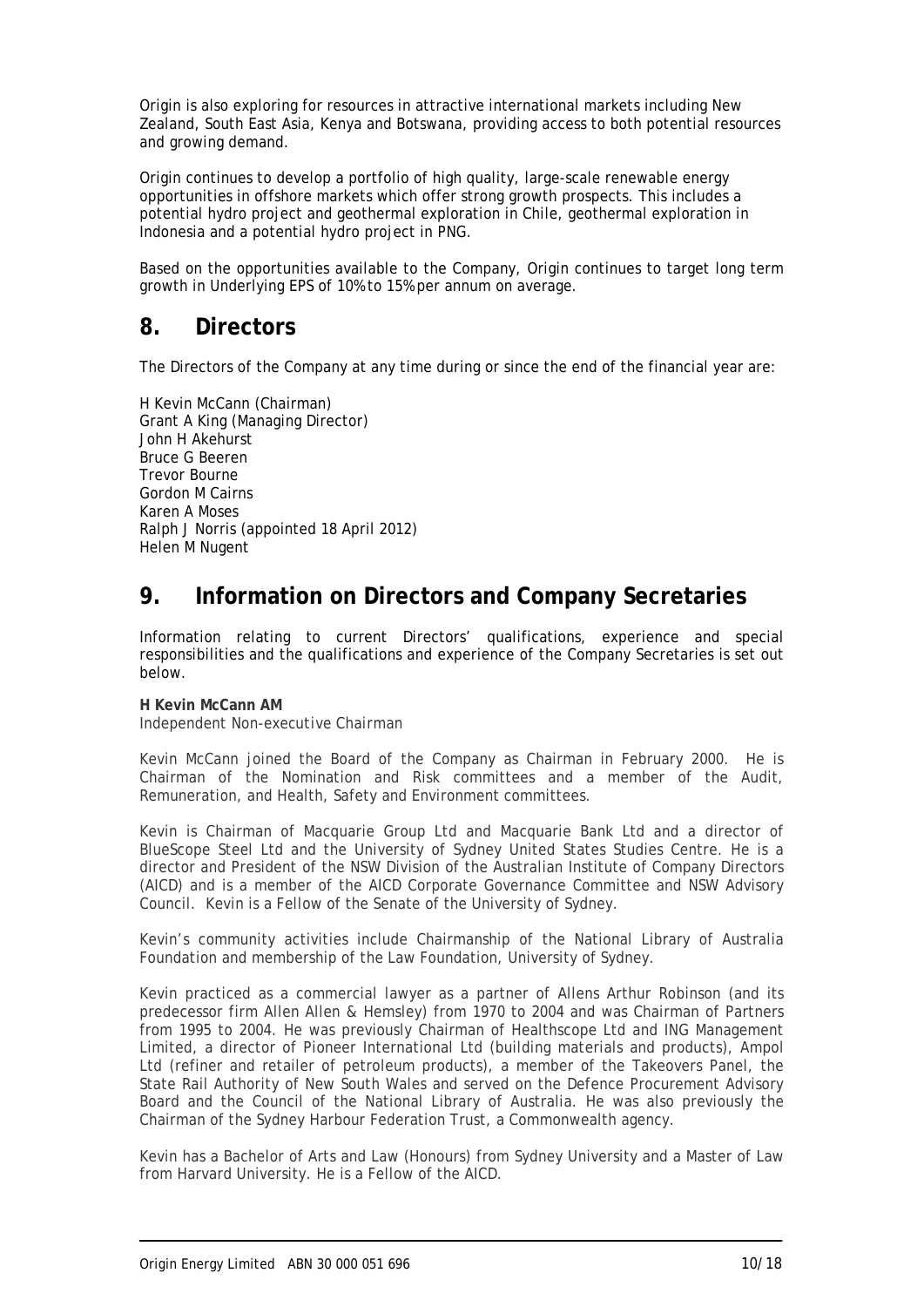Origin is also exploring for resources in attractive international markets including New Zealand, South East Asia, Kenya and Botswana, providing access to both potential resources and growing demand.

Origin continues to develop a portfolio of high quality, large-scale renewable energy opportunities in offshore markets which offer strong growth prospects. This includes a potential hydro project and geothermal exploration in Chile, geothermal exploration in Indonesia and a potential hydro project in PNG.

Based on the opportunities available to the Company, Origin continues to target long term growth in Underlying EPS of 10% to 15% per annum on average.

## 8. Directors

The Directors of the Company at any time during or since the end of the financial year are:

H Kevin McCann (Chairman)
Grant A King (Managing Director)
John H Akehurst
Bruce G Beeren
Trevor Bourne
Gordon M Cairns
Karen A Moses
Ralph J Norris (appointed 18 April 2012)
Helen M Nugent

## 9. Information on Directors and Company Secretaries

Information relating to current Directors' qualifications, experience and special responsibilities and the qualifications and experience of the Company Secretaries is set out below.

**H Kevin McCann AM**
*Independent Non-executive Chairman*

Kevin McCann joined the Board of the Company as Chairman in February 2000. He is Chairman of the Nomination and Risk committees and a member of the Audit, Remuneration, and Health, Safety and Environment committees.

Kevin is Chairman of Macquarie Group Ltd and Macquarie Bank Ltd and a director of BlueScope Steel Ltd and the University of Sydney United States Studies Centre. He is a director and President of the NSW Division of the Australian Institute of Company Directors (AICD) and is a member of the AICD Corporate Governance Committee and NSW Advisory Council. Kevin is a Fellow of the Senate of the University of Sydney.

Kevin's community activities include Chairmanship of the National Library of Australia Foundation and membership of the Law Foundation, University of Sydney.

Kevin practiced as a commercial lawyer as a partner of Allens Arthur Robinson (and its predecessor firm Allen Allen & Hemsley) from 1970 to 2004 and was Chairman of Partners from 1995 to 2004. He was previously Chairman of Healthscope Ltd and ING Management Limited, a director of Pioneer International Ltd (building materials and products), Ampol Ltd (refiner and retailer of petroleum products), a member of the Takeovers Panel, the State Rail Authority of New South Wales and served on the Defence Procurement Advisory Board and the Council of the National Library of Australia. He was also previously the Chairman of the Sydney Harbour Federation Trust, a Commonwealth agency.

Kevin has a Bachelor of Arts and Law (Honours) from Sydney University and a Master of Law from Harvard University. He is a Fellow of the AICD.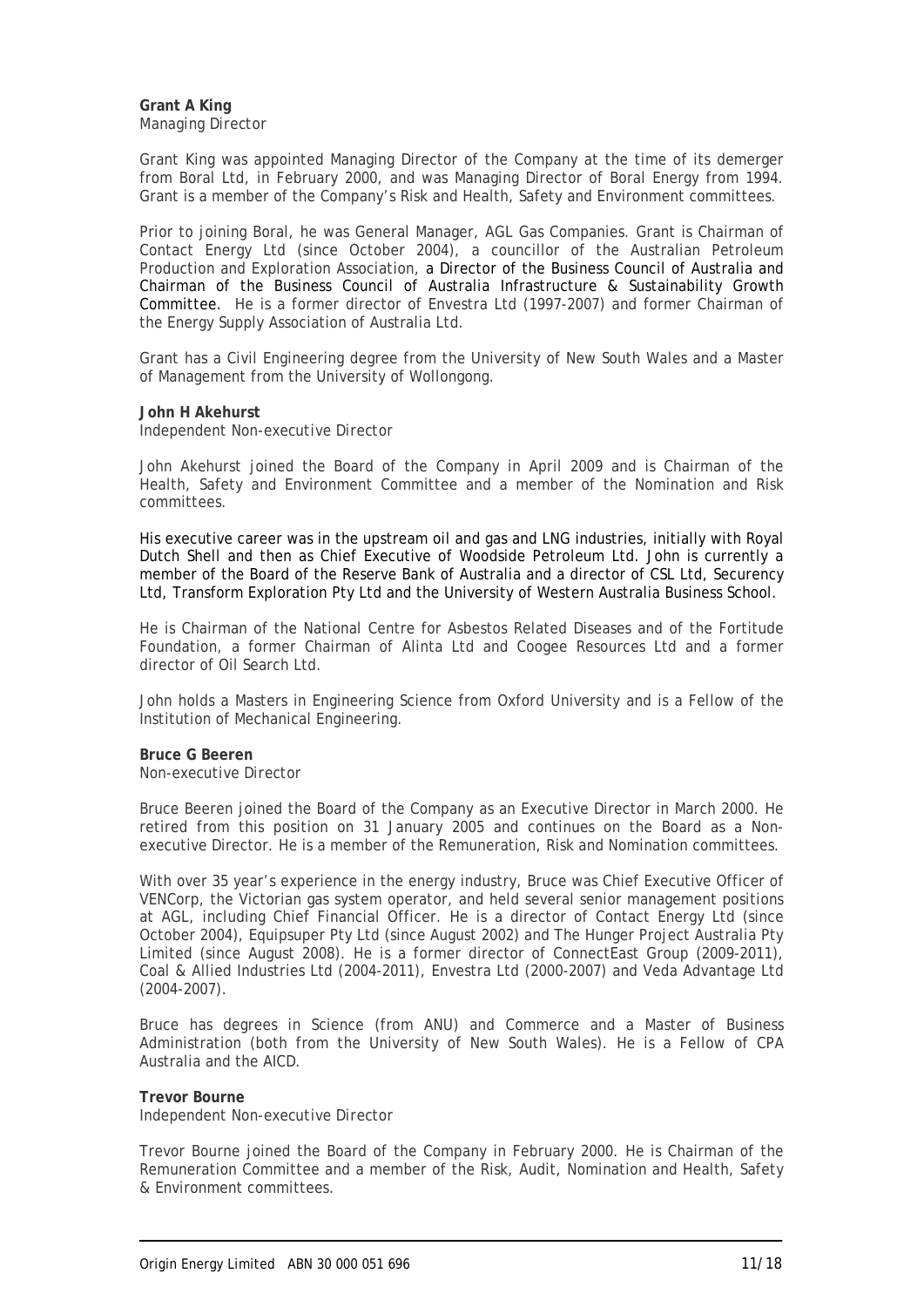**Grant A King**
*Managing Director*

Grant King was appointed Managing Director of the Company at the time of its demerger from Boral Ltd, in February 2000, and was Managing Director of Boral Energy from 1994. Grant is a member of the Company's Risk and Health, Safety and Environment committees.

Prior to joining Boral, he was General Manager, AGL Gas Companies. Grant is Chairman of Contact Energy Ltd (since October 2004), a councillor of the Australian Petroleum Production and Exploration Association, a Director of the Business Council of Australia and Chairman of the Business Council of Australia Infrastructure & Sustainability Growth Committee. He is a former director of Envestra Ltd (1997-2007) and former Chairman of the Energy Supply Association of Australia Ltd.

Grant has a Civil Engineering degree from the University of New South Wales and a Master of Management from the University of Wollongong.

**John H Akehurst**
*Independent Non-executive Director*

John Akehurst joined the Board of the Company in April 2009 and is Chairman of the Health, Safety and Environment Committee and a member of the Nomination and Risk committees.

His executive career was in the upstream oil and gas and LNG industries, initially with Royal Dutch Shell and then as Chief Executive of Woodside Petroleum Ltd. John is currently a member of the Board of the Reserve Bank of Australia and a director of CSL Ltd, Securency Ltd, Transform Exploration Pty Ltd and the University of Western Australia Business School.

He is Chairman of the National Centre for Asbestos Related Diseases and of the Fortitude Foundation, a former Chairman of Alinta Ltd and Coogee Resources Ltd and a former director of Oil Search Ltd.

John holds a Masters in Engineering Science from Oxford University and is a Fellow of the Institution of Mechanical Engineering.

**Bruce G Beeren**
*Non-executive Director*

Bruce Beeren joined the Board of the Company as an Executive Director in March 2000. He retired from this position on 31 January 2005 and continues on the Board as a Non-executive Director. He is a member of the Remuneration, Risk and Nomination committees.

With over 35 year's experience in the energy industry, Bruce was Chief Executive Officer of VENCorp, the Victorian gas system operator, and held several senior management positions at AGL, including Chief Financial Officer. He is a director of Contact Energy Ltd (since October 2004), Equipsuper Pty Ltd (since August 2002) and The Hunger Project Australia Pty Limited (since August 2008). He is a former director of ConnectEast Group (2009-2011), Coal & Allied Industries Ltd (2004-2011), Envestra Ltd (2000-2007) and Veda Advantage Ltd (2004-2007).

Bruce has degrees in Science (from ANU) and Commerce and a Master of Business Administration (both from the University of New South Wales). He is a Fellow of CPA Australia and the AICD.

**Trevor Bourne**
*Independent Non-executive Director*

Trevor Bourne joined the Board of the Company in February 2000. He is Chairman of the Remuneration Committee and a member of the Risk, Audit, Nomination and Health, Safety & Environment committees.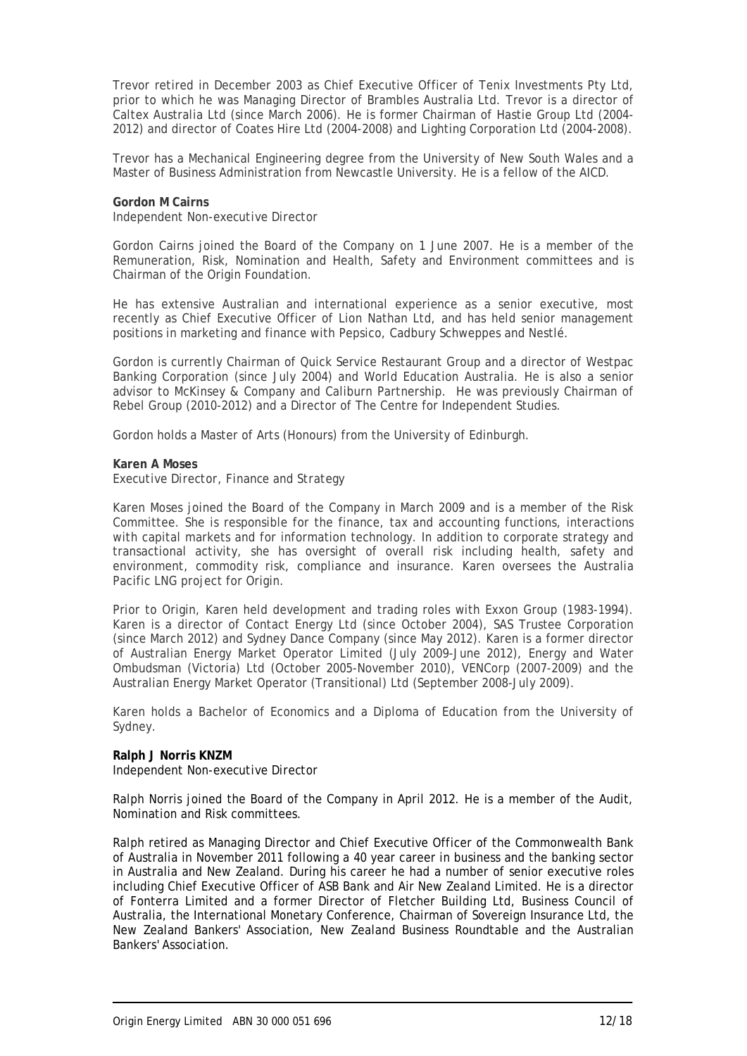Trevor retired in December 2003 as Chief Executive Officer of Tenix Investments Pty Ltd, prior to which he was Managing Director of Brambles Australia Ltd. Trevor is a director of Caltex Australia Ltd (since March 2006). He is former Chairman of Hastie Group Ltd (2004-2012) and director of Coates Hire Ltd (2004-2008) and Lighting Corporation Ltd (2004-2008).

Trevor has a Mechanical Engineering degree from the University of New South Wales and a Master of Business Administration from Newcastle University. He is a fellow of the AICD.

**Gordon M Cairns**
*Independent Non-executive Director*

Gordon Cairns joined the Board of the Company on 1 June 2007. He is a member of the Remuneration, Risk, Nomination and Health, Safety and Environment committees and is Chairman of the Origin Foundation.

He has extensive Australian and international experience as a senior executive, most recently as Chief Executive Officer of Lion Nathan Ltd, and has held senior management positions in marketing and finance with Pepsico, Cadbury Schweppes and Nestlé.

Gordon is currently Chairman of Quick Service Restaurant Group and a director of Westpac Banking Corporation (since July 2004) and World Education Australia. He is also a senior advisor to McKinsey & Company and Caliburn Partnership. He was previously Chairman of Rebel Group (2010-2012) and a Director of The Centre for Independent Studies.

Gordon holds a Master of Arts (Honours) from the University of Edinburgh.

**Karen A Moses**
*Executive Director, Finance and Strategy*

Karen Moses joined the Board of the Company in March 2009 and is a member of the Risk Committee. She is responsible for the finance, tax and accounting functions, interactions with capital markets and for information technology. In addition to corporate strategy and transactional activity, she has oversight of overall risk including health, safety and environment, commodity risk, compliance and insurance. Karen oversees the Australia Pacific LNG project for Origin.

Prior to Origin, Karen held development and trading roles with Exxon Group (1983-1994). Karen is a director of Contact Energy Ltd (since October 2004), SAS Trustee Corporation (since March 2012) and Sydney Dance Company (since May 2012). Karen is a former director of Australian Energy Market Operator Limited (July 2009-June 2012), Energy and Water Ombudsman (Victoria) Ltd (October 2005-November 2010), VENCorp (2007-2009) and the Australian Energy Market Operator (Transitional) Ltd (September 2008-July 2009).

Karen holds a Bachelor of Economics and a Diploma of Education from the University of Sydney.

**Ralph J Norris KNZM**
*Independent Non-executive Director*

Ralph Norris joined the Board of the Company in April 2012. He is a member of the Audit, Nomination and Risk committees.

Ralph retired as Managing Director and Chief Executive Officer of the Commonwealth Bank of Australia in November 2011 following a 40 year career in business and the banking sector in Australia and New Zealand. During his career he had a number of senior executive roles including Chief Executive Officer of ASB Bank and Air New Zealand Limited. He is a director of Fonterra Limited and a former Director of Fletcher Building Ltd, Business Council of Australia, the International Monetary Conference, Chairman of Sovereign Insurance Ltd, the New Zealand Bankers' Association, New Zealand Business Roundtable and the Australian Bankers' Association.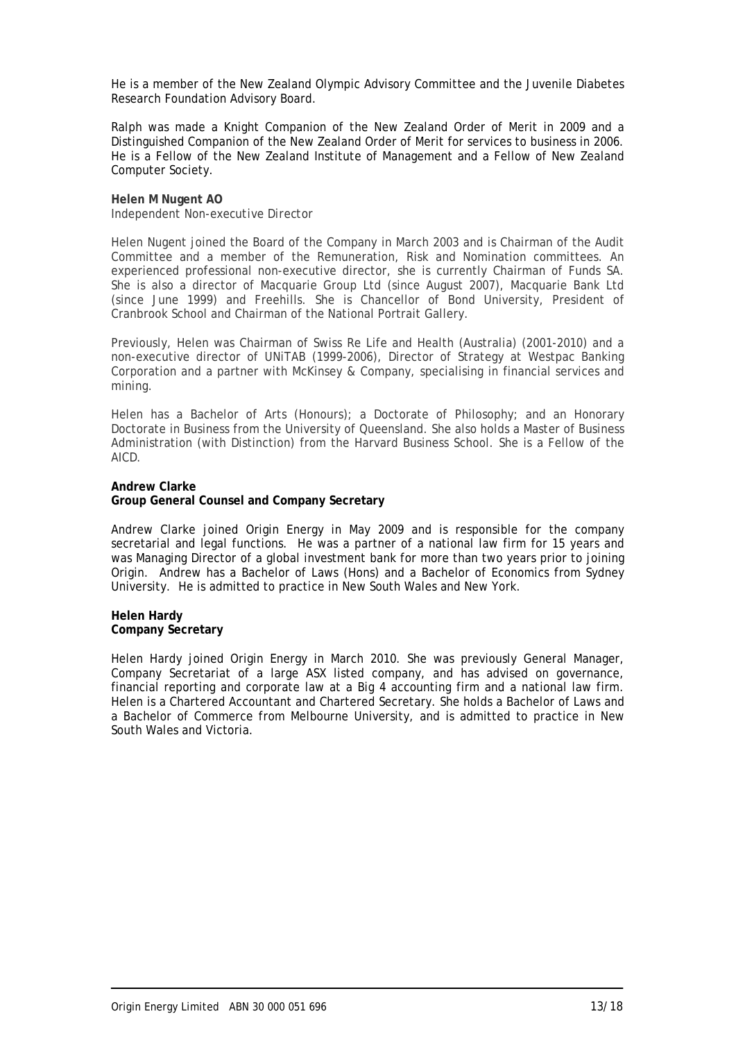He is a member of the New Zealand Olympic Advisory Committee and the Juvenile Diabetes Research Foundation Advisory Board.

Ralph was made a Knight Companion of the New Zealand Order of Merit in 2009 and a Distinguished Companion of the New Zealand Order of Merit for services to business in 2006. He is a Fellow of the New Zealand Institute of Management and a Fellow of New Zealand Computer Society.

**Helen M Nugent AO**
Independent Non-executive Director

Helen Nugent joined the Board of the Company in March 2003 and is Chairman of the Audit Committee and a member of the Remuneration, Risk and Nomination committees. An experienced professional non-executive director, she is currently Chairman of Funds SA. She is also a director of Macquarie Group Ltd (since August 2007), Macquarie Bank Ltd (since June 1999) and Freehills. She is Chancellor of Bond University, President of Cranbrook School and Chairman of the National Portrait Gallery.

Previously, Helen was Chairman of Swiss Re Life and Health (Australia) (2001-2010) and a non-executive director of UNiTAB (1999-2006), Director of Strategy at Westpac Banking Corporation and a partner with McKinsey & Company, specialising in financial services and mining.

Helen has a Bachelor of Arts (Honours); a Doctorate of Philosophy; and an Honorary Doctorate in Business from the University of Queensland. She also holds a Master of Business Administration (with Distinction) from the Harvard Business School. She is a Fellow of the AICD.

**Andrew Clarke**
**Group General Counsel and Company Secretary**

Andrew Clarke joined Origin Energy in May 2009 and is responsible for the company secretarial and legal functions. He was a partner of a national law firm for 15 years and was Managing Director of a global investment bank for more than two years prior to joining Origin. Andrew has a Bachelor of Laws (Hons) and a Bachelor of Economics from Sydney University. He is admitted to practice in New South Wales and New York.

**Helen Hardy**
**Company Secretary**

Helen Hardy joined Origin Energy in March 2010. She was previously General Manager, Company Secretariat of a large ASX listed company, and has advised on governance, financial reporting and corporate law at a Big 4 accounting firm and a national law firm. Helen is a Chartered Accountant and Chartered Secretary. She holds a Bachelor of Laws and a Bachelor of Commerce from Melbourne University, and is admitted to practice in New South Wales and Victoria.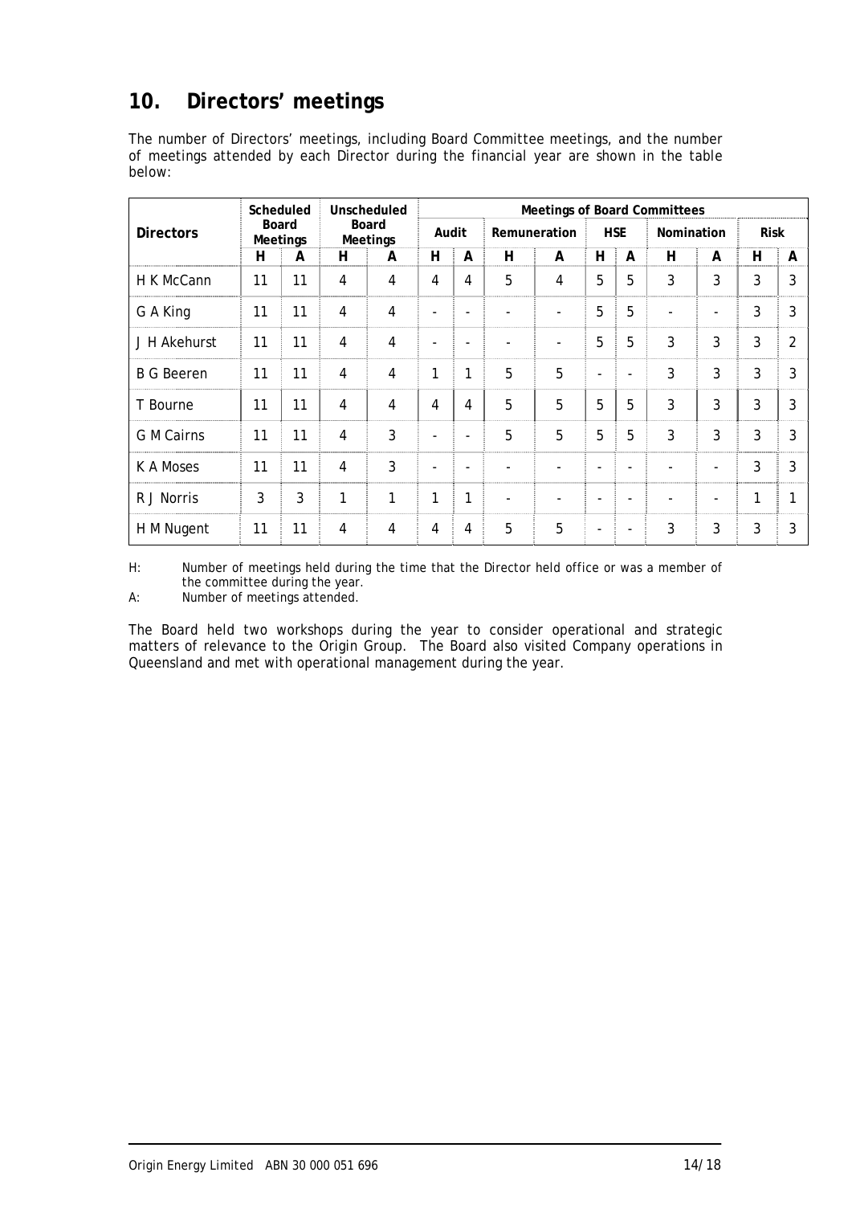## 10. Directors' meetings

The number of Directors' meetings, including Board Committee meetings, and the number of meetings attended by each Director during the financial year are shown in the table below:

| Directors | Scheduled Board Meetings | | Unscheduled Board Meetings | | Meetings of Board Committees | | | | | | | | | |
|---|---|---|---|---|---|---|---|---|---|---|---|---|---|---|
| | | | | | Audit | | Remuneration | | HSE | | Nomination | | Risk | |
| | H | A | H | A | H | A | H | A | H | A | H | A | H | A |
| H K McCann | 11 | 11 | 4 | 4 | 4 | 4 | 5 | 4 | 5 | 5 | 3 | 3 | 3 | 3 |
| G A King | 11 | 11 | 4 | 4 | - | - | - | - | 5 | 5 | - | - | 3 | 3 |
| J H Akehurst | 11 | 11 | 4 | 4 | - | - | - | - | 5 | 5 | 3 | 3 | 3 | 2 |
| B G Beeren | 11 | 11 | 4 | 4 | 1 | 1 | 5 | 5 | - | - | 3 | 3 | 3 | 3 |
| T Bourne | 11 | 11 | 4 | 4 | 4 | 4 | 5 | 5 | 5 | 5 | 3 | 3 | 3 | 3 |
| G M Cairns | 11 | 11 | 4 | 3 | - | - | 5 | 5 | 5 | 5 | 3 | 3 | 3 | 3 |
| K A Moses | 11 | 11 | 4 | 3 | - | - | - | - | - | - | - | - | 3 | 3 |
| R J Norris | 3 | 3 | 1 | 1 | 1 | 1 | - | - | - | - | - | - | 1 | 1 |
| H M Nugent | 11 | 11 | 4 | 4 | 4 | 4 | 5 | 5 | - | - | 3 | 3 | 3 | 3 |

H: Number of meetings held during the time that the Director held office or was a member of the committee during the year.
A: Number of meetings attended.

The Board held two workshops during the year to consider operational and strategic matters of relevance to the Origin Group. The Board also visited Company operations in Queensland and met with operational management during the year.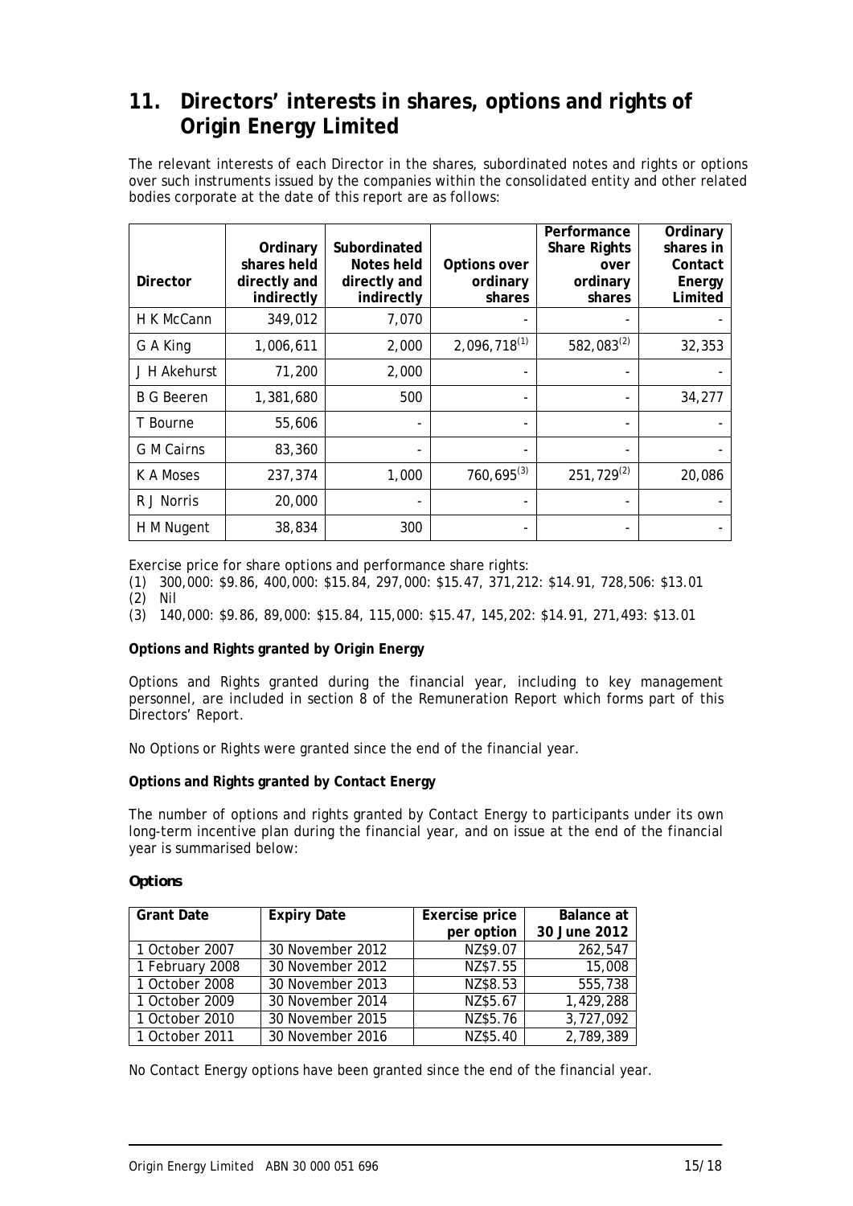# 11. Directors' interests in shares, options and rights of Origin Energy Limited

The relevant interests of each Director in the shares, subordinated notes and rights or options over such instruments issued by the companies within the consolidated entity and other related bodies corporate at the date of this report are as follows:

| Director | Ordinary shares held directly and indirectly | Subordinated Notes held directly and indirectly | Options over ordinary shares | Performance Share Rights over ordinary shares | Ordinary shares in Contact Energy Limited |
|---|---|---|---|---|---|
| H K McCann | 349,012 | 7,070 | - | - | - |
| G A King | 1,006,611 | 2,000 | 2,096,718[(1)] | 582,083[(2)] | 32,353 |
| J H Akehurst | 71,200 | 2,000 | - | - | - |
| B G Beeren | 1,381,680 | 500 | - | - | 34,277 |
| T Bourne | 55,606 | - | - | - | - |
| G M Cairns | 83,360 | - | - | - | - |
| K A Moses | 237,374 | 1,000 | 760,695[(3)] | 251,729[(2)] | 20,086 |
| R J Norris | 20,000 | - | - | - | - |
| H M Nugent | 38,834 | 300 | - | - | - |

Exercise price for share options and performance share rights:

(1) 300,000: $9.86, 400,000: $15.84, 297,000: $15.47, 371,212: $14.91, 728,506: $13.01
(2) Nil
(3) 140,000: $9.86, 89,000: $15.84, 115,000: $15.47, 145,202: $14.91, 271,493: $13.01

**Options and Rights granted by Origin Energy**

Options and Rights granted during the financial year, including to key management personnel, are included in section 8 of the Remuneration Report which forms part of this Directors' Report.

No Options or Rights were granted since the end of the financial year.

**Options and Rights granted by Contact Energy**

The number of options and rights granted by Contact Energy to participants under its own long-term incentive plan during the financial year, and on issue at the end of the financial year is summarised below:

***Options***

| Grant Date | Expiry Date | Exercise price per option | Balance at 30 June 2012 |
|---|---|---|---|
| 1 October 2007 | 30 November 2012 | NZ$9.07 | 262,547 |
| 1 February 2008 | 30 November 2012 | NZ$7.55 | 15,008 |
| 1 October 2008 | 30 November 2013 | NZ$8.53 | 555,738 |
| 1 October 2009 | 30 November 2014 | NZ$5.67 | 1,429,288 |
| 1 October 2010 | 30 November 2015 | NZ$5.76 | 3,727,092 |
| 1 October 2011 | 30 November 2016 | NZ$5.40 | 2,789,389 |

No Contact Energy options have been granted since the end of the financial year.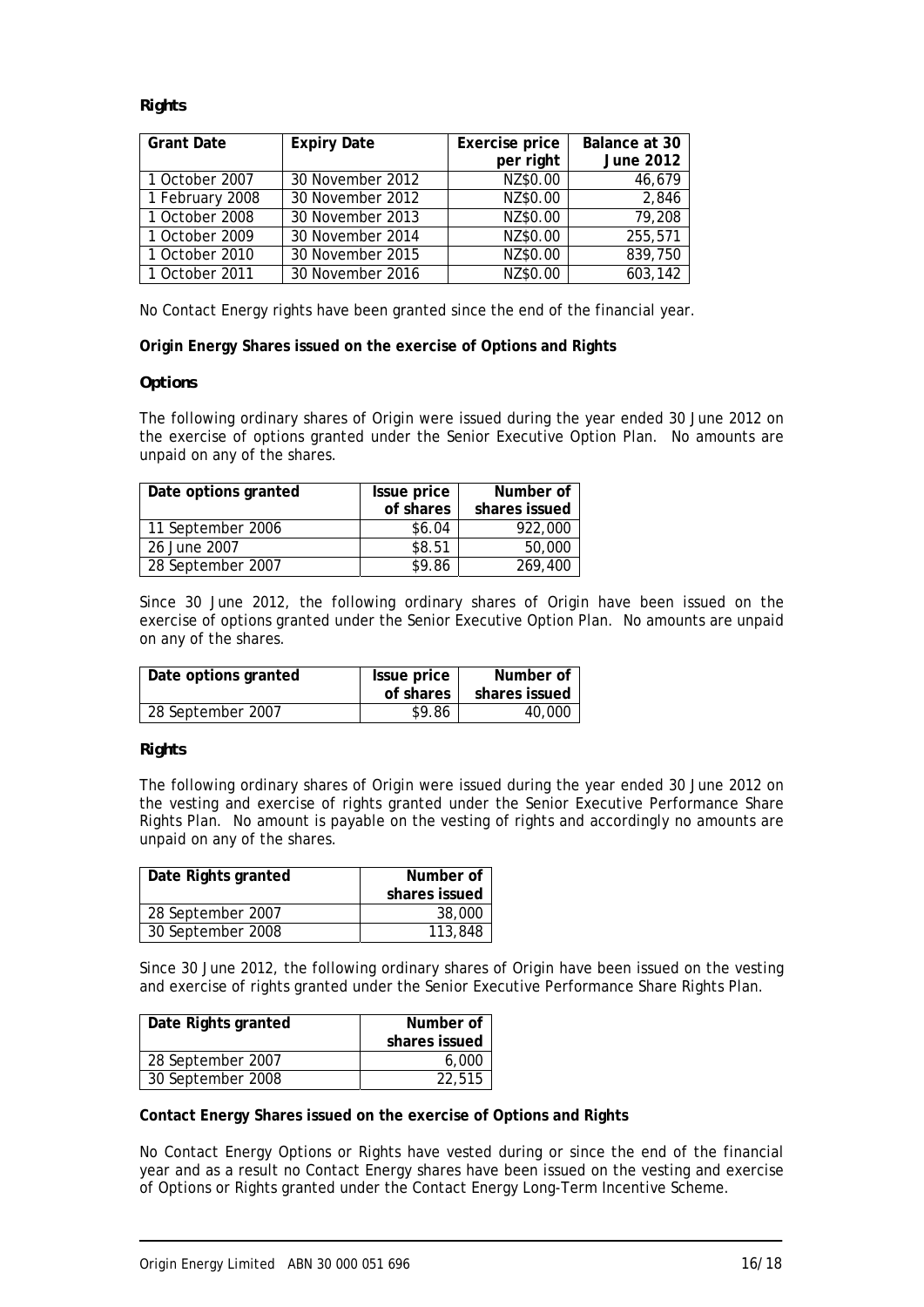**Rights**

| Grant Date | Expiry Date | Exercise price per right | Balance at 30 June 2012 |
|---|---|---|---|
| 1 October 2007 | 30 November 2012 | NZ$0.00 | 46,679 |
| 1 February 2008 | 30 November 2012 | NZ$0.00 | 2,846 |
| 1 October 2008 | 30 November 2013 | NZ$0.00 | 79,208 |
| 1 October 2009 | 30 November 2014 | NZ$0.00 | 255,571 |
| 1 October 2010 | 30 November 2015 | NZ$0.00 | 839,750 |
| 1 October 2011 | 30 November 2016 | NZ$0.00 | 603,142 |

No Contact Energy rights have been granted since the end of the financial year.

**Origin Energy Shares issued on the exercise of Options and Rights**

**Options**

The following ordinary shares of Origin were issued during the year ended 30 June 2012 on the exercise of options granted under the Senior Executive Option Plan. No amounts are unpaid on any of the shares.

| Date options granted | Issue price of shares | Number of shares issued |
|---|---|---|
| 11 September 2006 | $6.04 | 922,000 |
| 26 June 2007 | $8.51 | 50,000 |
| 28 September 2007 | $9.86 | 269,400 |

Since 30 June 2012, the following ordinary shares of Origin have been issued on the exercise of options granted under the Senior Executive Option Plan. No amounts are unpaid on any of the shares.

| Date options granted | Issue price of shares | Number of shares issued |
|---|---|---|
| 28 September 2007 | $9.86 | 40,000 |

**Rights**

The following ordinary shares of Origin were issued during the year ended 30 June 2012 on the vesting and exercise of rights granted under the Senior Executive Performance Share Rights Plan. No amount is payable on the vesting of rights and accordingly no amounts are unpaid on any of the shares.

| Date Rights granted | Number of shares issued |
|---|---|
| 28 September 2007 | 38,000 |
| 30 September 2008 | 113,848 |

Since 30 June 2012, the following ordinary shares of Origin have been issued on the vesting and exercise of rights granted under the Senior Executive Performance Share Rights Plan.

| Date Rights granted | Number of shares issued |
|---|---|
| 28 September 2007 | 6,000 |
| 30 September 2008 | 22,515 |

**Contact Energy Shares issued on the exercise of Options and Rights**

No Contact Energy Options or Rights have vested during or since the end of the financial year and as a result no Contact Energy shares have been issued on the vesting and exercise of Options or Rights granted under the Contact Energy Long-Term Incentive Scheme.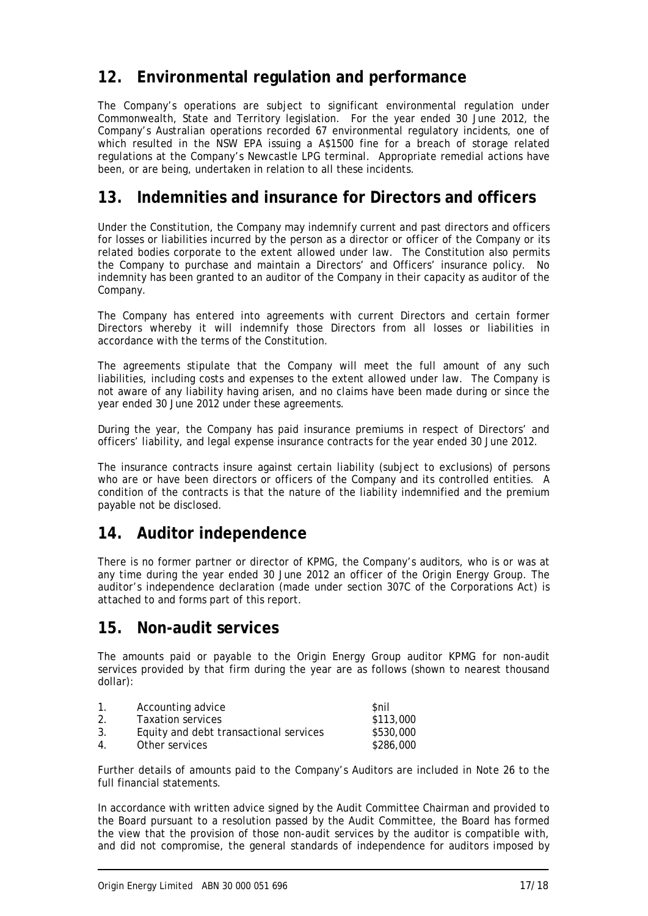## 12. Environmental regulation and performance

The Company's operations are subject to significant environmental regulation under Commonwealth, State and Territory legislation. For the year ended 30 June 2012, the Company's Australian operations recorded 67 environmental regulatory incidents, one of which resulted in the NSW EPA issuing a A$1500 fine for a breach of storage related regulations at the Company's Newcastle LPG terminal. Appropriate remedial actions have been, or are being, undertaken in relation to all these incidents.

## 13. Indemnities and insurance for Directors and officers

Under the Constitution, the Company may indemnify current and past directors and officers for losses or liabilities incurred by the person as a director or officer of the Company or its related bodies corporate to the extent allowed under law. The Constitution also permits the Company to purchase and maintain a Directors' and Officers' insurance policy. No indemnity has been granted to an auditor of the Company in their capacity as auditor of the Company.

The Company has entered into agreements with current Directors and certain former Directors whereby it will indemnify those Directors from all losses or liabilities in accordance with the terms of the Constitution.

The agreements stipulate that the Company will meet the full amount of any such liabilities, including costs and expenses to the extent allowed under law. The Company is not aware of any liability having arisen, and no claims have been made during or since the year ended 30 June 2012 under these agreements.

During the year, the Company has paid insurance premiums in respect of Directors' and officers' liability, and legal expense insurance contracts for the year ended 30 June 2012.

The insurance contracts insure against certain liability (subject to exclusions) of persons who are or have been directors or officers of the Company and its controlled entities. A condition of the contracts is that the nature of the liability indemnified and the premium payable not be disclosed.

## 14. Auditor independence

There is no former partner or director of KPMG, the Company's auditors, who is or was at any time during the year ended 30 June 2012 an officer of the Origin Energy Group. The auditor's independence declaration (made under section 307C of the Corporations Act) is attached to and forms part of this report.

## 15. Non-audit services

The amounts paid or payable to the Origin Energy Group auditor KPMG for non-audit services provided by that firm during the year are as follows (shown to nearest thousand dollar):

| | | |
|---|---|---|
| 1. | Accounting advice | $nil |
| 2. | Taxation services | $113,000 |
| 3. | Equity and debt transactional services | $530,000 |
| 4. | Other services | $286,000 |

Further details of amounts paid to the Company's Auditors are included in Note 26 to the full financial statements.

In accordance with written advice signed by the Audit Committee Chairman and provided to the Board pursuant to a resolution passed by the Audit Committee, the Board has formed the view that the provision of those non-audit services by the auditor is compatible with, and did not compromise, the general standards of independence for auditors imposed by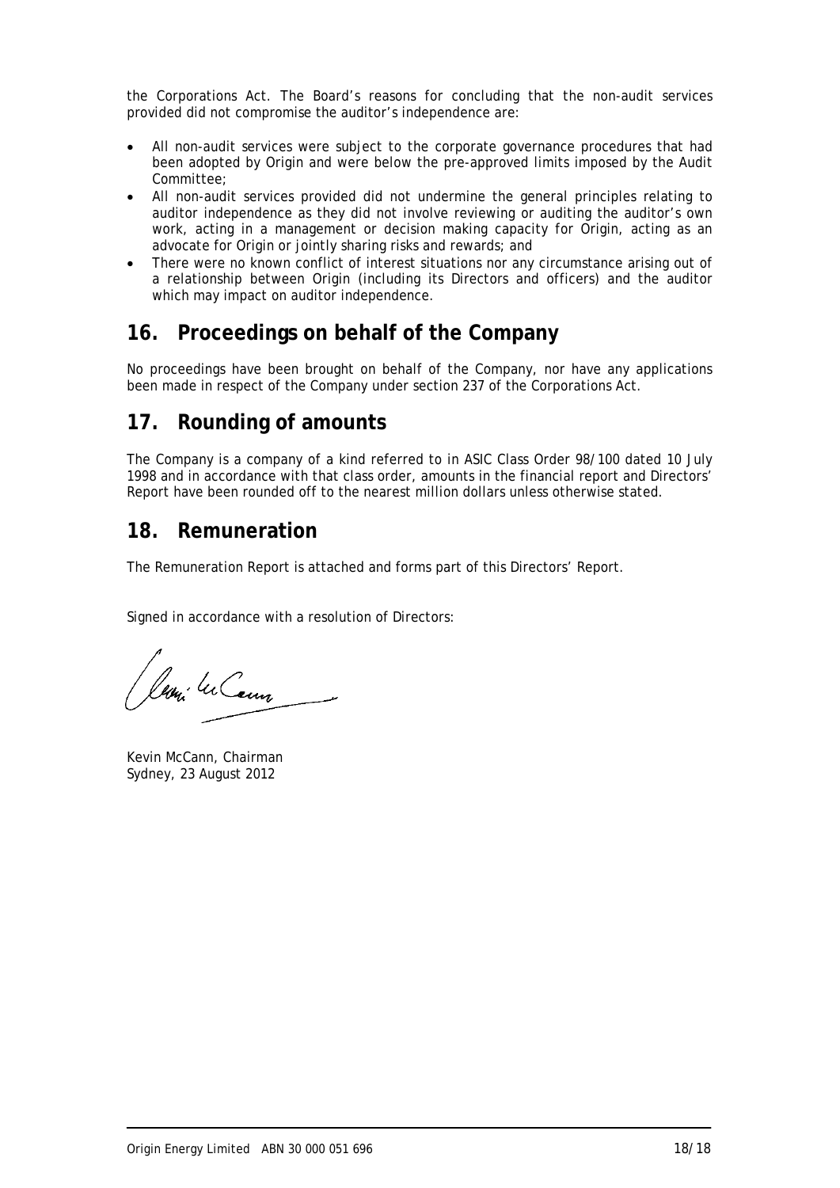the Corporations Act. The Board's reasons for concluding that the non-audit services provided did not compromise the auditor's independence are:

- All non-audit services were subject to the corporate governance procedures that had been adopted by Origin and were below the pre-approved limits imposed by the Audit Committee;
- All non-audit services provided did not undermine the general principles relating to auditor independence as they did not involve reviewing or auditing the auditor's own work, acting in a management or decision making capacity for Origin, acting as an advocate for Origin or jointly sharing risks and rewards; and
- There were no known conflict of interest situations nor any circumstance arising out of a relationship between Origin (including its Directors and officers) and the auditor which may impact on auditor independence.

## 16. Proceedings on behalf of the Company

No proceedings have been brought on behalf of the Company, nor have any applications been made in respect of the Company under section 237 of the Corporations Act.

## 17. Rounding of amounts

The Company is a company of a kind referred to in ASIC Class Order 98/100 dated 10 July 1998 and in accordance with that class order, amounts in the financial report and Directors' Report have been rounded off to the nearest million dollars unless otherwise stated.

## 18. Remuneration

The Remuneration Report is attached and forms part of this Directors' Report.

Signed in accordance with a resolution of Directors:

Kevin McCann, Chairman
Sydney, 23 August 2012

Origin Energy Limited ABN 30 000 051 696